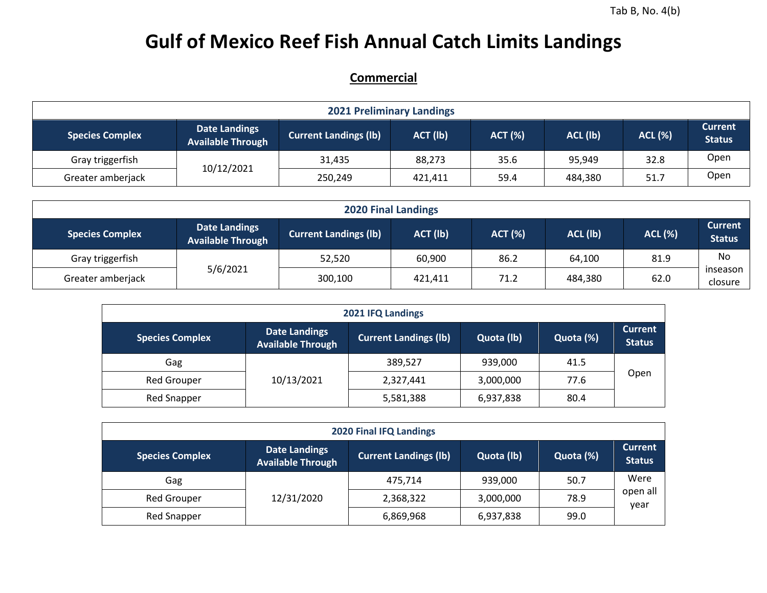Tab B, No. 4(b)

# Gulf of Mexico Reef Fish Annual Catch Limits Landings

## Commercial

| 2021 Preliminary Landings | | | | | | | |
|---|---|---|---|---|---|---|---|
| **Species Complex** | **Date Landings Available Through** | **Current Landings (lb)** | **ACT (lb)** | **ACT (%)** | **ACL (lb)** | **ACL (%)** | **Current Status** |
| Gray triggerfish | 10/12/2021 | 31,435 | 88,273 | 35.6 | 95,949 | 32.8 | Open |
| Greater amberjack | | 250,249 | 421,411 | 59.4 | 484,380 | 51.7 | Open |

| 2020 Final Landings | | | | | | | |
|---|---|---|---|---|---|---|---|
| **Species Complex** | **Date Landings Available Through** | **Current Landings (lb)** | **ACT (lb)** | **ACT (%)** | **ACL (lb)** | **ACL (%)** | **Current Status** |
| Gray triggerfish | 5/6/2021 | 52,520 | 60,900 | 86.2 | 64,100 | 81.9 | No inseason closure |
| Greater amberjack | | 300,100 | 421,411 | 71.2 | 484,380 | 62.0 | |

| 2021 IFQ Landings | | | | | |
|---|---|---|---|---|---|
| **Species Complex** | **Date Landings Available Through** | **Current Landings (lb)** | **Quota (lb)** | **Quota (%)** | **Current Status** |
| Gag | 10/13/2021 | 389,527 | 939,000 | 41.5 | Open |
| Red Grouper | | 2,327,441 | 3,000,000 | 77.6 | |
| Red Snapper | | 5,581,388 | 6,937,838 | 80.4 | |

| 2020 Final IFQ Landings | | | | | |
|---|---|---|---|---|---|
| **Species Complex** | **Date Landings Available Through** | **Current Landings (lb)** | **Quota (lb)** | **Quota (%)** | **Current Status** |
| Gag | 12/31/2020 | 475,714 | 939,000 | 50.7 | Were open all year |
| Red Grouper | | 2,368,322 | 3,000,000 | 78.9 | |
| Red Snapper | | 6,869,968 | 6,937,838 | 99.0 | |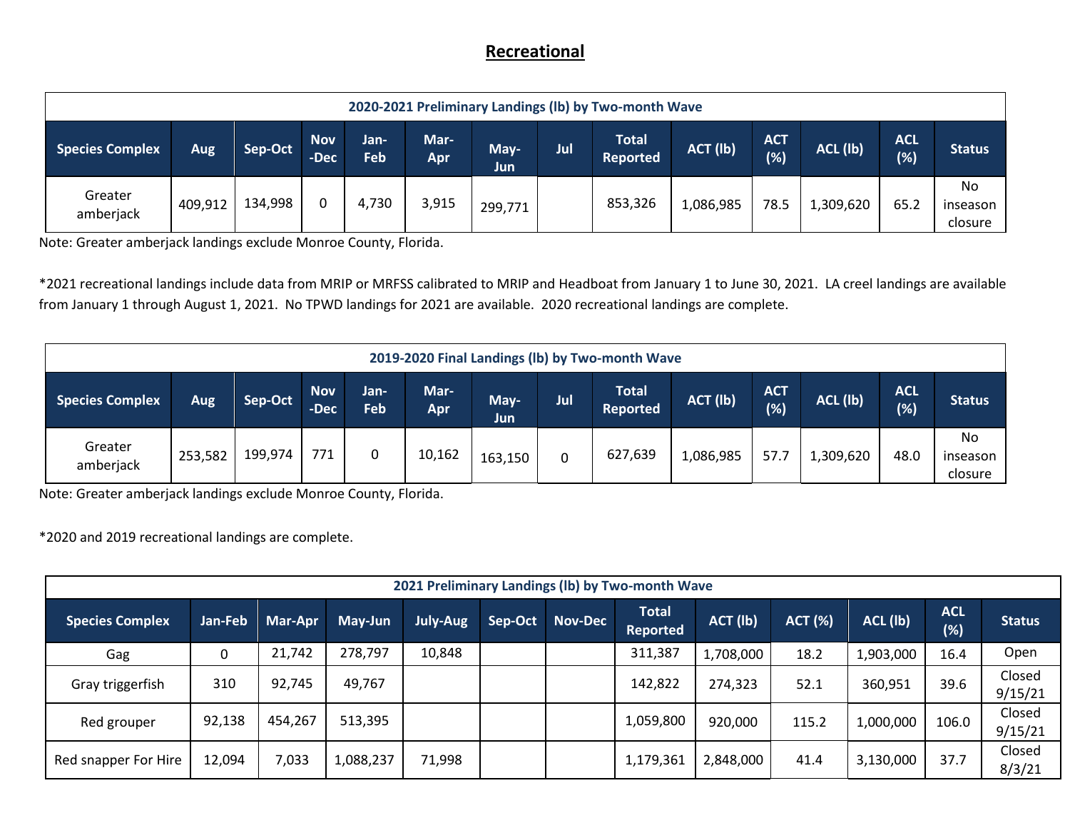# Recreational

| 2020-2021 Preliminary Landings (lb) by Two-month Wave | | | | | | | | | | | | | |
|---|---|---|---|---|---|---|---|---|---|---|---|---|---|
| Species Complex | Aug | Sep-Oct | Nov-Dec | Jan-Feb | Mar-Apr | May-Jun | Jul | Total Reported | ACT (lb) | ACT (%) | ACL (lb) | ACL (%) | Status |
| Greater amberjack | 409,912 | 134,998 | 0 | 4,730 | 3,915 | 299,771 | | 853,326 | 1,086,985 | 78.5 | 1,309,620 | 65.2 | No inseason closure |

Note: Greater amberjack landings exclude Monroe County, Florida.

*2021 recreational landings include data from MRIP or MRFSS calibrated to MRIP and Headboat from January 1 to June 30, 2021. LA creel landings are available from January 1 through August 1, 2021. No TPWD landings for 2021 are available. 2020 recreational landings are complete.

| 2019-2020 Final Landings (lb) by Two-month Wave | | | | | | | | | | | | | |
|---|---|---|---|---|---|---|---|---|---|---|---|---|---|
| Species Complex | Aug | Sep-Oct | Nov-Dec | Jan-Feb | Mar-Apr | May-Jun | Jul | Total Reported | ACT (lb) | ACT (%) | ACL (lb) | ACL (%) | Status |
| Greater amberjack | 253,582 | 199,974 | 771 | 0 | 10,162 | 163,150 | 0 | 627,639 | 1,086,985 | 57.7 | 1,309,620 | 48.0 | No inseason closure |

Note: Greater amberjack landings exclude Monroe County, Florida.

*2020 and 2019 recreational landings are complete.

| 2021 Preliminary Landings (lb) by Two-month Wave | | | | | | | | | | | | |
|---|---|---|---|---|---|---|---|---|---|---|---|---|
| Species Complex | Jan-Feb | Mar-Apr | May-Jun | July-Aug | Sep-Oct | Nov-Dec | Total Reported | ACT (lb) | ACT (%) | ACL (lb) | ACL (%) | Status |
| Gag | 0 | 21,742 | 278,797 | 10,848 | | | 311,387 | 1,708,000 | 18.2 | 1,903,000 | 16.4 | Open |
| Gray triggerfish | 310 | 92,745 | 49,767 | | | | 142,822 | 274,323 | 52.1 | 360,951 | 39.6 | Closed 9/15/21 |
| Red grouper | 92,138 | 454,267 | 513,395 | | | | 1,059,800 | 920,000 | 115.2 | 1,000,000 | 106.0 | Closed 9/15/21 |
| Red snapper For Hire | 12,094 | 7,033 | 1,088,237 | 71,998 | | | 1,179,361 | 2,848,000 | 41.4 | 3,130,000 | 37.7 | Closed 8/3/21 |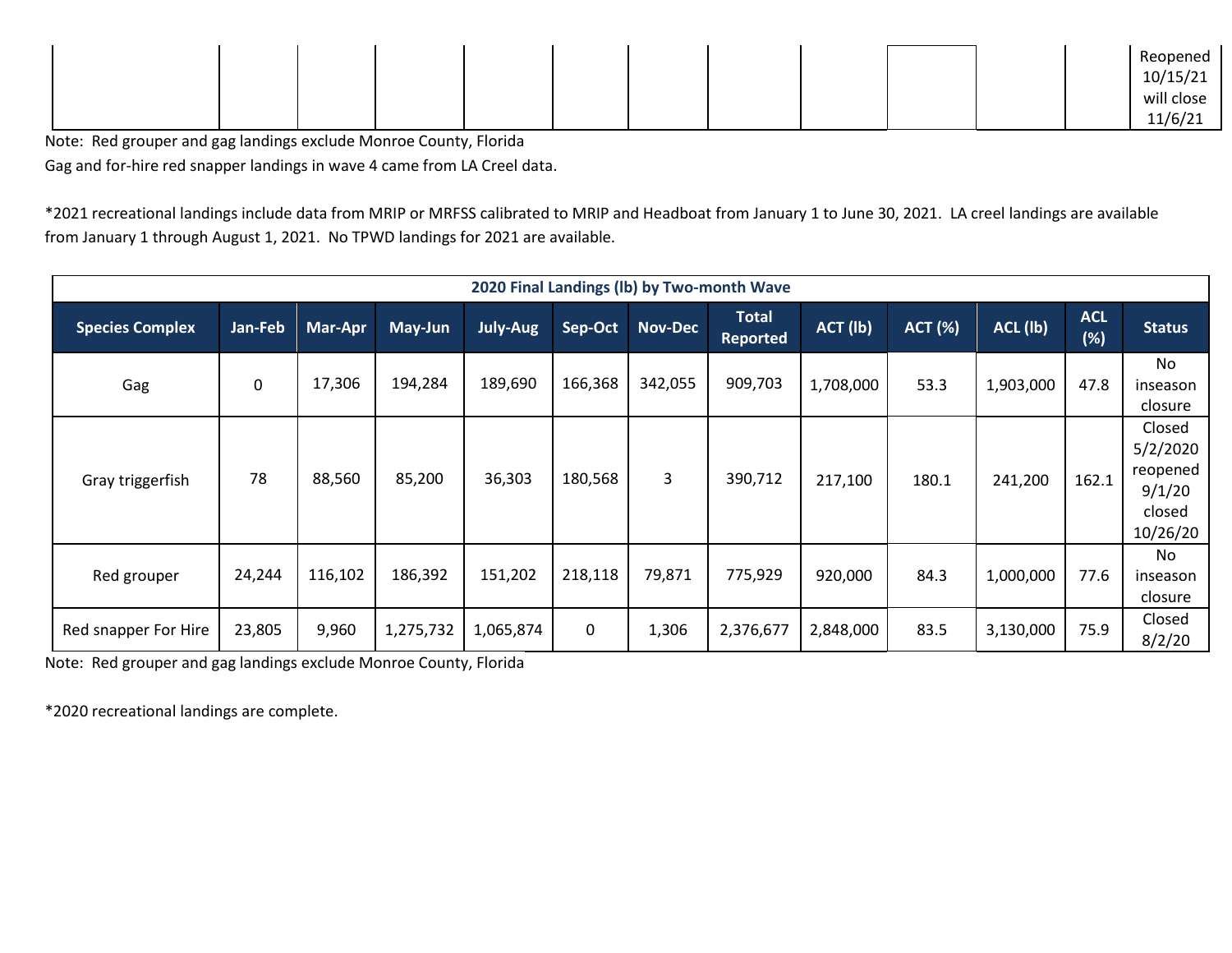| | | | | | | | | | | | | Reopened 10/15/21 will close 11/6/21 |
|---|---|---|---|---|---|---|---|---|---|---|---|---|

Note: Red grouper and gag landings exclude Monroe County, Florida
Gag and for-hire red snapper landings in wave 4 came from LA Creel data.

*2021 recreational landings include data from MRIP or MRFSS calibrated to MRIP and Headboat from January 1 to June 30, 2021. LA creel landings are available from January 1 through August 1, 2021. No TPWD landings for 2021 are available.

| 2020 Final Landings (lb) by Two-month Wave | | | | | | | | | | | | |
|---|---|---|---|---|---|---|---|---|---|---|---|---|
| **Species Complex** | **Jan-Feb** | **Mar-Apr** | **May-Jun** | **July-Aug** | **Sep-Oct** | **Nov-Dec** | **Total Reported** | **ACT (lb)** | **ACT (%)** | **ACL (lb)** | **ACL (%)** | **Status** |
| Gag | 0 | 17,306 | 194,284 | 189,690 | 166,368 | 342,055 | 909,703 | 1,708,000 | 53.3 | 1,903,000 | 47.8 | No inseason closure |
| Gray triggerfish | 78 | 88,560 | 85,200 | 36,303 | 180,568 | 3 | 390,712 | 217,100 | 180.1 | 241,200 | 162.1 | Closed 5/2/2020 reopened 9/1/20 closed 10/26/20 |
| Red grouper | 24,244 | 116,102 | 186,392 | 151,202 | 218,118 | 79,871 | 775,929 | 920,000 | 84.3 | 1,000,000 | 77.6 | No inseason closure |
| Red snapper For Hire | 23,805 | 9,960 | 1,275,732 | 1,065,874 | 0 | 1,306 | 2,376,677 | 2,848,000 | 83.5 | 3,130,000 | 75.9 | Closed 8/2/20 |

Note: Red grouper and gag landings exclude Monroe County, Florida

*2020 recreational landings are complete.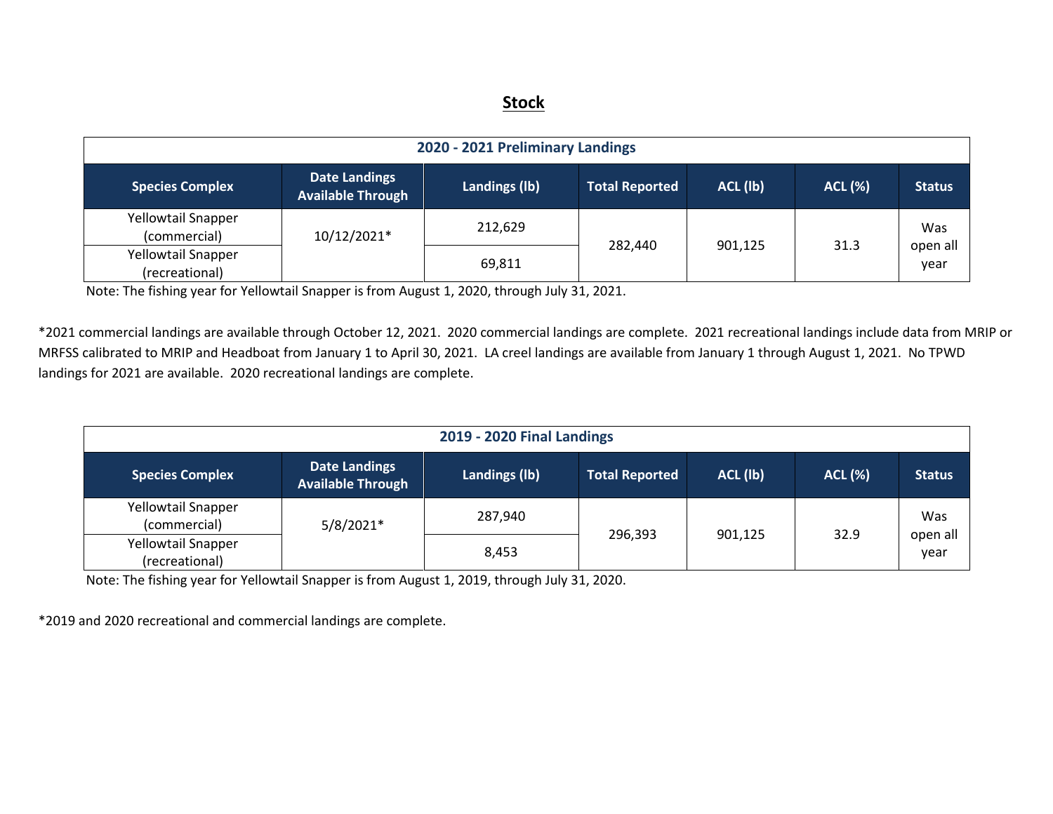## Stock

| 2020 - 2021 Preliminary Landings | | | | | | |
|---|---|---|---|---|---|---|
| **Species Complex** | **Date Landings Available Through** | **Landings (lb)** | **Total Reported** | **ACL (lb)** | **ACL (%)** | **Status** |
| Yellowtail Snapper (commercial) | 10/12/2021* | 212,629 | 282,440 | 901,125 | 31.3 | Was open all year |
| Yellowtail Snapper (recreational) | | 69,811 | | | | |

Note: The fishing year for Yellowtail Snapper is from August 1, 2020, through July 31, 2021.

*2021 commercial landings are available through October 12, 2021. 2020 commercial landings are complete. 2021 recreational landings include data from MRIP or MRFSS calibrated to MRIP and Headboat from January 1 to April 30, 2021. LA creel landings are available from January 1 through August 1, 2021. No TPWD landings for 2021 are available. 2020 recreational landings are complete.

| 2019 - 2020 Final Landings | | | | | | |
|---|---|---|---|---|---|---|
| **Species Complex** | **Date Landings Available Through** | **Landings (lb)** | **Total Reported** | **ACL (lb)** | **ACL (%)** | **Status** |
| Yellowtail Snapper (commercial) | 5/8/2021* | 287,940 | 296,393 | 901,125 | 32.9 | Was open all year |
| Yellowtail Snapper (recreational) | | 8,453 | | | | |

Note: The fishing year for Yellowtail Snapper is from August 1, 2019, through July 31, 2020.

*2019 and 2020 recreational and commercial landings are complete.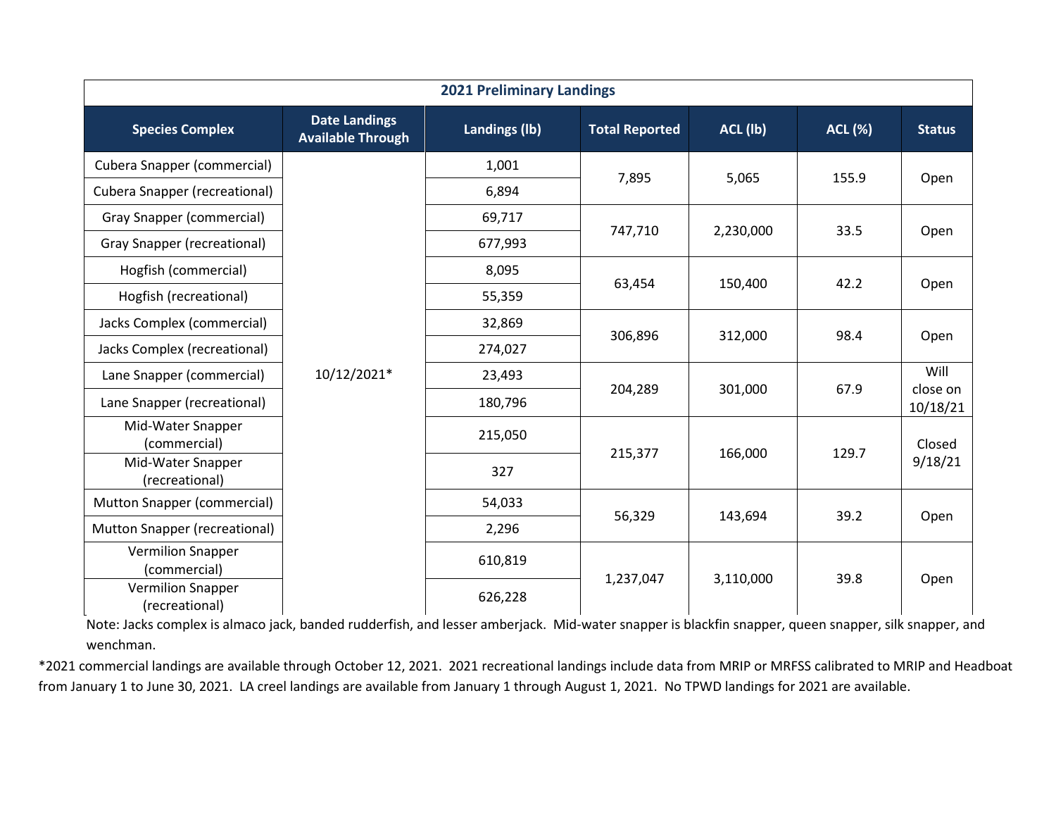| 2021 Preliminary Landings | | | | | | |
|---|---|---|---|---|---|---|
| **Species Complex** | **Date Landings Available Through** | **Landings (lb)** | **Total Reported** | **ACL (lb)** | **ACL (%)** | **Status** |
| Cubera Snapper (commercial) | 10/12/2021* | 1,001 | 7,895 | 5,065 | 155.9 | Open |
| Cubera Snapper (recreational) | | 6,894 | | | | |
| Gray Snapper (commercial) | | 69,717 | 747,710 | 2,230,000 | 33.5 | Open |
| Gray Snapper (recreational) | | 677,993 | | | | |
| Hogfish (commercial) | | 8,095 | 63,454 | 150,400 | 42.2 | Open |
| Hogfish (recreational) | | 55,359 | | | | |
| Jacks Complex (commercial) | | 32,869 | 306,896 | 312,000 | 98.4 | Open |
| Jacks Complex (recreational) | | 274,027 | | | | |
| Lane Snapper (commercial) | | 23,493 | 204,289 | 301,000 | 67.9 | Will close on 10/18/21 |
| Lane Snapper (recreational) | | 180,796 | | | | |
| Mid-Water Snapper (commercial) | | 215,050 | 215,377 | 166,000 | 129.7 | Closed 9/18/21 |
| Mid-Water Snapper (recreational) | | 327 | | | | |
| Mutton Snapper (commercial) | | 54,033 | 56,329 | 143,694 | 39.2 | Open |
| Mutton Snapper (recreational) | | 2,296 | | | | |
| Vermilion Snapper (commercial) | | 610,819 | 1,237,047 | 3,110,000 | 39.8 | Open |
| Vermilion Snapper (recreational) | | 626,228 | | | | |

Note: Jacks complex is almaco jack, banded rudderfish, and lesser amberjack. Mid-water snapper is blackfin snapper, queen snapper, silk snapper, and wenchman.

*2021 commercial landings are available through October 12, 2021. 2021 recreational landings include data from MRIP or MRFSS calibrated to MRIP and Headboat from January 1 to June 30, 2021. LA creel landings are available from January 1 through August 1, 2021. No TPWD landings for 2021 are available.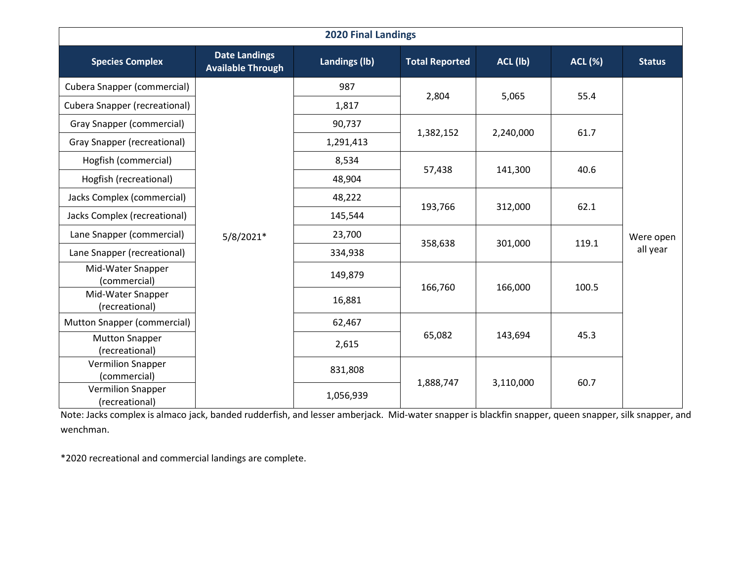| 2020 Final Landings | | | | | | |
|---|---|---|---|---|---|---|
| **Species Complex** | **Date Landings Available Through** | **Landings (lb)** | **Total Reported** | **ACL (lb)** | **ACL (%)** | **Status** |
| Cubera Snapper (commercial) | 5/8/2021* | 987 | 2,804 | 5,065 | 55.4 | Were open all year |
| Cubera Snapper (recreational) | | 1,817 | | | | |
| Gray Snapper (commercial) | | 90,737 | 1,382,152 | 2,240,000 | 61.7 | |
| Gray Snapper (recreational) | | 1,291,413 | | | | |
| Hogfish (commercial) | | 8,534 | 57,438 | 141,300 | 40.6 | |
| Hogfish (recreational) | | 48,904 | | | | |
| Jacks Complex (commercial) | | 48,222 | 193,766 | 312,000 | 62.1 | |
| Jacks Complex (recreational) | | 145,544 | | | | |
| Lane Snapper (commercial) | | 23,700 | 358,638 | 301,000 | 119.1 | |
| Lane Snapper (recreational) | | 334,938 | | | | |
| Mid-Water Snapper (commercial) | | 149,879 | 166,760 | 166,000 | 100.5 | |
| Mid-Water Snapper (recreational) | | 16,881 | | | | |
| Mutton Snapper (commercial) | | 62,467 | 65,082 | 143,694 | 45.3 | |
| Mutton Snapper (recreational) | | 2,615 | | | | |
| Vermilion Snapper (commercial) | | 831,808 | 1,888,747 | 3,110,000 | 60.7 | |
| Vermilion Snapper (recreational) | | 1,056,939 | | | | |

Note: Jacks complex is almaco jack, banded rudderfish, and lesser amberjack. Mid-water snapper is blackfin snapper, queen snapper, silk snapper, and wenchman.

*2020 recreational and commercial landings are complete.